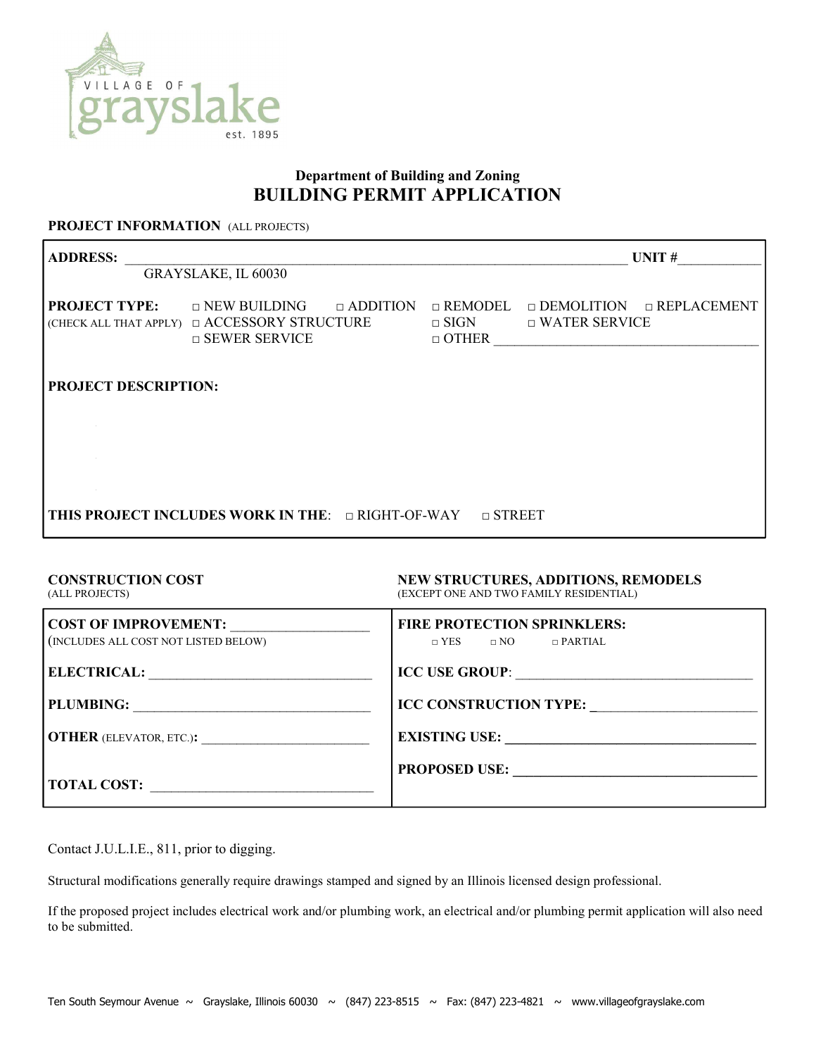VILLAGE OF grayslake est. 1895

## Department of Building and Zoning

# BUILDING PERMIT APPLICATION

**PROJECT INFORMATION** (ALL PROJECTS)

**ADDRESS:** ______________________________________________ **UNIT #**__________
GRAYSLAKE, IL 60030

**PROJECT TYPE:** (CHECK ALL THAT APPLY)
□ NEW BUILDING □ ADDITION □ REMODEL □ DEMOLITION □ REPLACEMENT
□ ACCESSORY STRUCTURE □ SIGN □ WATER SERVICE
□ SEWER SERVICE □ OTHER ______________________________

**PROJECT DESCRIPTION:**

**THIS PROJECT INCLUDES WORK IN THE**: □ RIGHT-OF-WAY □ STREET

| **CONSTRUCTION COST** (ALL PROJECTS) | **NEW STRUCTURES, ADDITIONS, REMODELS** (EXCEPT ONE AND TWO FAMILY RESIDENTIAL) |
|---|---|
| **COST OF IMPROVEMENT:** ____________ (INCLUDES ALL COST NOT LISTED BELOW) | **FIRE PROTECTION SPRINKLERS:** □ YES □ NO □ PARTIAL |
| **ELECTRICAL:** ____________ | **ICC USE GROUP**: ____________ |
| **PLUMBING:** ____________ | **ICC CONSTRUCTION TYPE:** ____________ |
| **OTHER** (ELEVATOR, ETC.)**:** ____________ | **EXISTING USE:** ____________ |
| **TOTAL COST:** ____________ | **PROPOSED USE:** ____________ |

Contact J.U.L.I.E., 811, prior to digging.

Structural modifications generally require drawings stamped and signed by an Illinois licensed design professional.

If the proposed project includes electrical work and/or plumbing work, an electrical and/or plumbing permit application will also need to be submitted.

Ten South Seymour Avenue ~ Grayslake, Illinois 60030 ~ (847) 223-8515 ~ Fax: (847) 223-4821 ~ www.villageofgrayslake.com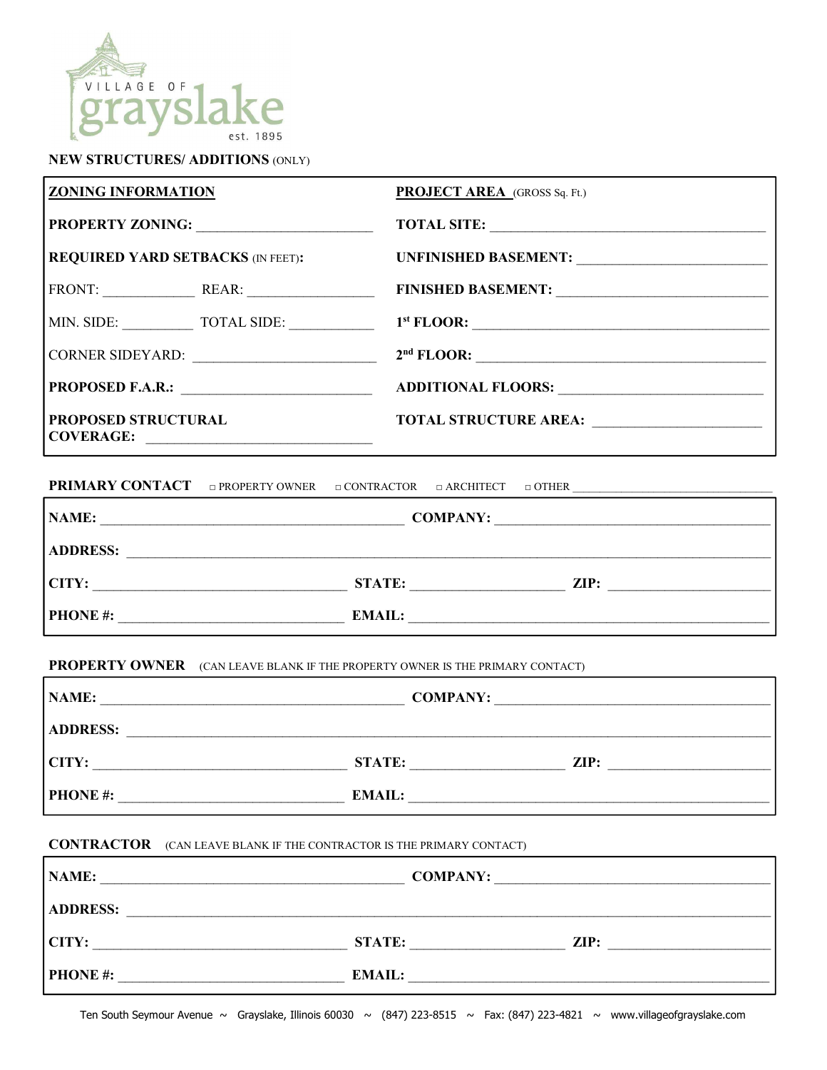VILLAGE OF grayslake est. 1895

**NEW STRUCTURES/ ADDITIONS** (ONLY)

| | |
|---|---|
| **ZONING INFORMATION** | **PROJECT AREA** (GROSS Sq. Ft.) |
| **PROPERTY ZONING:** ____________ | **TOTAL SITE:** ____________ |
| **REQUIRED YARD SETBACKS** (IN FEET)**:** | **UNFINISHED BASEMENT:** ____________ |
| FRONT: ________ REAR: ________ | **FINISHED BASEMENT:** ____________ |
| MIN. SIDE: ________ TOTAL SIDE: ________ | **1st FLOOR:** ____________ |
| CORNER SIDEYARD: ____________ | **2nd FLOOR:** ____________ |
| **PROPOSED F.A.R.:** ____________ | **ADDITIONAL FLOORS:** ____________ |
| **PROPOSED STRUCTURAL COVERAGE:** ____________ | **TOTAL STRUCTURE AREA:** ____________ |

**PRIMARY CONTACT** □ PROPERTY OWNER □ CONTRACTOR □ ARCHITECT □ OTHER ____________

**NAME:** ____________ **COMPANY:** ____________

**ADDRESS:** ____________

**CITY:** ____________ **STATE:** ____________ **ZIP:** ____________

**PHONE #:** ____________ **EMAIL:** ____________

**PROPERTY OWNER** (CAN LEAVE BLANK IF THE PROPERTY OWNER IS THE PRIMARY CONTACT)

**NAME:** ____________ **COMPANY:** ____________

**ADDRESS:** ____________

**CITY:** ____________ **STATE:** ____________ **ZIP:** ____________

**PHONE #:** ____________ **EMAIL:** ____________

**CONTRACTOR** (CAN LEAVE BLANK IF THE CONTRACTOR IS THE PRIMARY CONTACT)

**NAME:** ____________ **COMPANY:** ____________

**ADDRESS:** ____________

**CITY:** ____________ **STATE:** ____________ **ZIP:** ____________

**PHONE #:** ____________ **EMAIL:** ____________

Ten South Seymour Avenue ~ Grayslake, Illinois 60030 ~ (847) 223-8515 ~ Fax: (847) 223-4821 ~ www.villageofgrayslake.com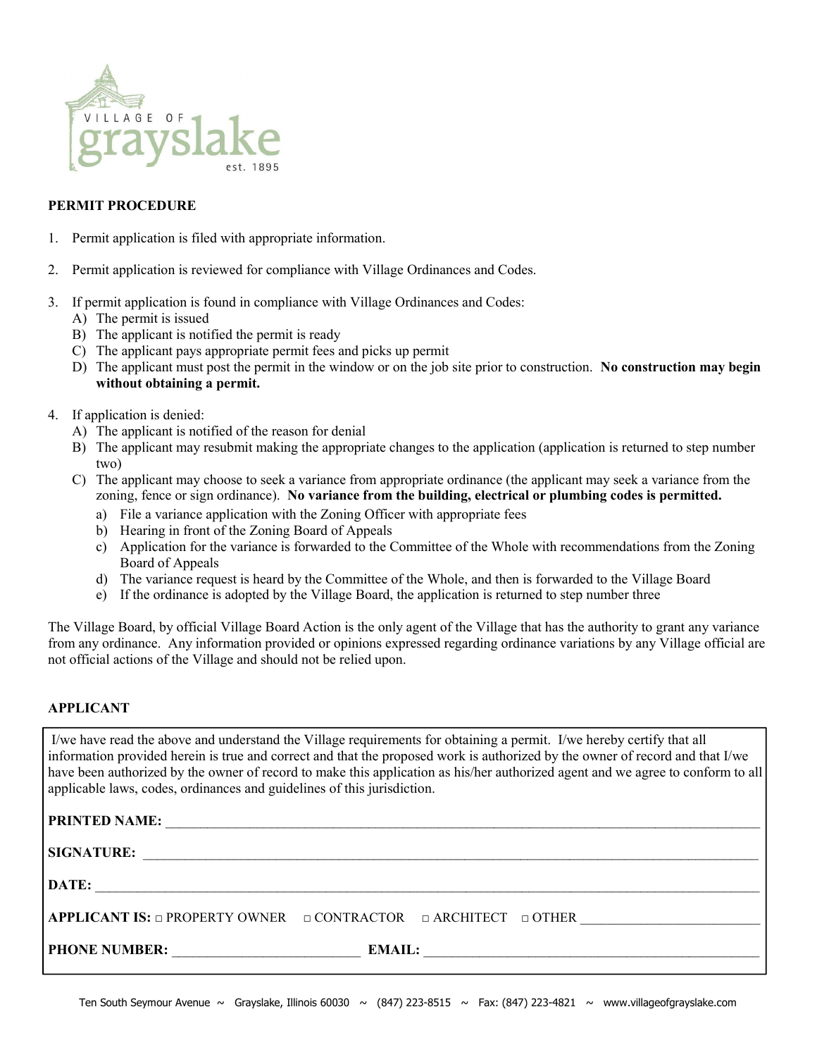VILLAGE OF grayslake est. 1895

**PERMIT PROCEDURE**

1. Permit application is filed with appropriate information.

2. Permit application is reviewed for compliance with Village Ordinances and Codes.

3. If permit application is found in compliance with Village Ordinances and Codes:
   A) The permit is issued
   B) The applicant is notified the permit is ready
   C) The applicant pays appropriate permit fees and picks up permit
   D) The applicant must post the permit in the window or on the job site prior to construction. **No construction may begin without obtaining a permit.**

4. If application is denied:
   A) The applicant is notified of the reason for denial
   B) The applicant may resubmit making the appropriate changes to the application (application is returned to step number two)
   C) The applicant may choose to seek a variance from appropriate ordinance (the applicant may seek a variance from the zoning, fence or sign ordinance). **No variance from the building, electrical or plumbing codes is permitted.**
      a) File a variance application with the Zoning Officer with appropriate fees
      b) Hearing in front of the Zoning Board of Appeals
      c) Application for the variance is forwarded to the Committee of the Whole with recommendations from the Zoning Board of Appeals
      d) The variance request is heard by the Committee of the Whole, and then is forwarded to the Village Board
      e) If the ordinance is adopted by the Village Board, the application is returned to step number three

The Village Board, by official Village Board Action is the only agent of the Village that has the authority to grant any variance from any ordinance. Any information provided or opinions expressed regarding ordinance variations by any Village official are not official actions of the Village and should not be relied upon.

**APPLICANT**

I/we have read the above and understand the Village requirements for obtaining a permit. I/we hereby certify that all information provided herein is true and correct and that the proposed work is authorized by the owner of record and that I/we have been authorized by the owner of record to make this application as his/her authorized agent and we agree to conform to all applicable laws, codes, ordinances and guidelines of this jurisdiction.

**PRINTED NAME:** ______________________________

**SIGNATURE:** ______________________________

**DATE:** ______________________________

**APPLICANT IS:** □ PROPERTY OWNER □ CONTRACTOR □ ARCHITECT □ OTHER ____________________

**PHONE NUMBER:** ____________________ **EMAIL:** ______________________________

Ten South Seymour Avenue ~ Grayslake, Illinois 60030 ~ (847) 223-8515 ~ Fax: (847) 223-4821 ~ www.villageofgrayslake.com